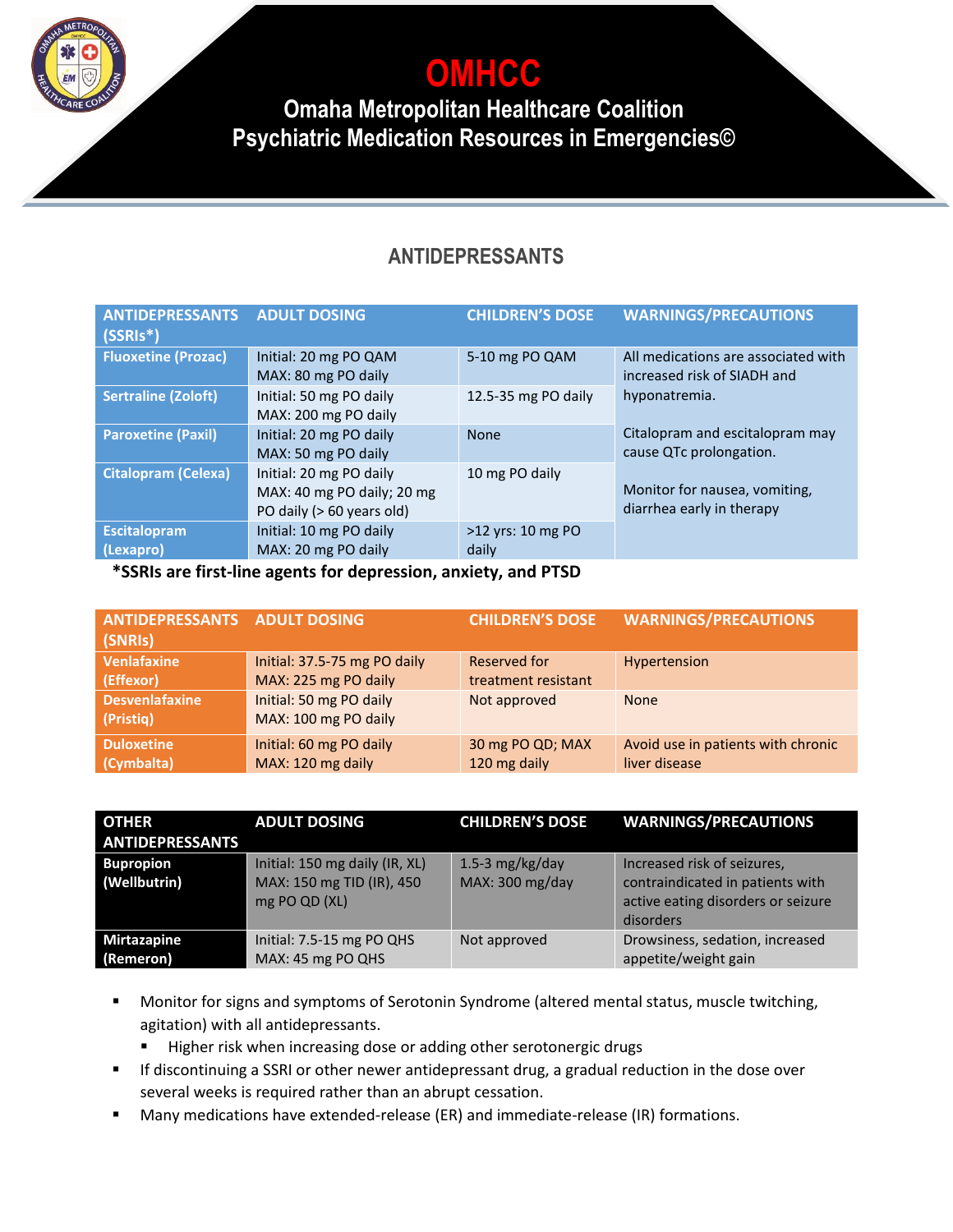# OMHCC

## Omaha Metropolitan Healthcare Coalition
## Psychiatric Medication Resources in Emergencies©

## ANTIDEPRESSANTS

| ANTIDEPRESSANTS (SSRIs*) | ADULT DOSING | CHILDREN'S DOSE | WARNINGS/PRECAUTIONS |
|---|---|---|---|
| Fluoxetine (Prozac) | Initial: 20 mg PO QAM<br>MAX: 80 mg PO daily | 5-10 mg PO QAM | All medications are associated with increased risk of SIADH and hyponatremia.<br><br>Citalopram and escitalopram may cause QTc prolongation.<br><br>Monitor for nausea, vomiting, diarrhea early in therapy |
| Sertraline (Zoloft) | Initial: 50 mg PO daily<br>MAX: 200 mg PO daily | 12.5-35 mg PO daily | |
| Paroxetine (Paxil) | Initial: 20 mg PO daily<br>MAX: 50 mg PO daily | None | |
| Citalopram (Celexa) | Initial: 20 mg PO daily<br>MAX: 40 mg PO daily; 20 mg PO daily (> 60 years old) | 10 mg PO daily | |
| Escitalopram (Lexapro) | Initial: 10 mg PO daily<br>MAX: 20 mg PO daily | >12 yrs: 10 mg PO daily | |

**\*SSRIs are first-line agents for depression, anxiety, and PTSD**

| ANTIDEPRESSANTS (SNRIs) | ADULT DOSING | CHILDREN'S DOSE | WARNINGS/PRECAUTIONS |
|---|---|---|---|
| Venlafaxine (Effexor) | Initial: 37.5-75 mg PO daily<br>MAX: 225 mg PO daily | Reserved for treatment resistant | Hypertension |
| Desvenlafaxine (Pristiq) | Initial: 50 mg PO daily<br>MAX: 100 mg PO daily | Not approved | None |
| Duloxetine (Cymbalta) | Initial: 60 mg PO daily<br>MAX: 120 mg daily | 30 mg PO QD; MAX 120 mg daily | Avoid use in patients with chronic liver disease |

| OTHER ANTIDEPRESSANTS | ADULT DOSING | CHILDREN'S DOSE | WARNINGS/PRECAUTIONS |
|---|---|---|---|
| Bupropion (Wellbutrin) | Initial: 150 mg daily (IR, XL)<br>MAX: 150 mg TID (IR), 450 mg PO QD (XL) | 1.5-3 mg/kg/day<br>MAX: 300 mg/day | Increased risk of seizures, contraindicated in patients with active eating disorders or seizure disorders |
| Mirtazapine (Remeron) | Initial: 7.5-15 mg PO QHS<br>MAX: 45 mg PO QHS | Not approved | Drowsiness, sedation, increased appetite/weight gain |

- Monitor for signs and symptoms of Serotonin Syndrome (altered mental status, muscle twitching, agitation) with all antidepressants.
  - Higher risk when increasing dose or adding other serotonergic drugs
- If discontinuing a SSRI or other newer antidepressant drug, a gradual reduction in the dose over several weeks is required rather than an abrupt cessation.
- Many medications have extended-release (ER) and immediate-release (IR) formations.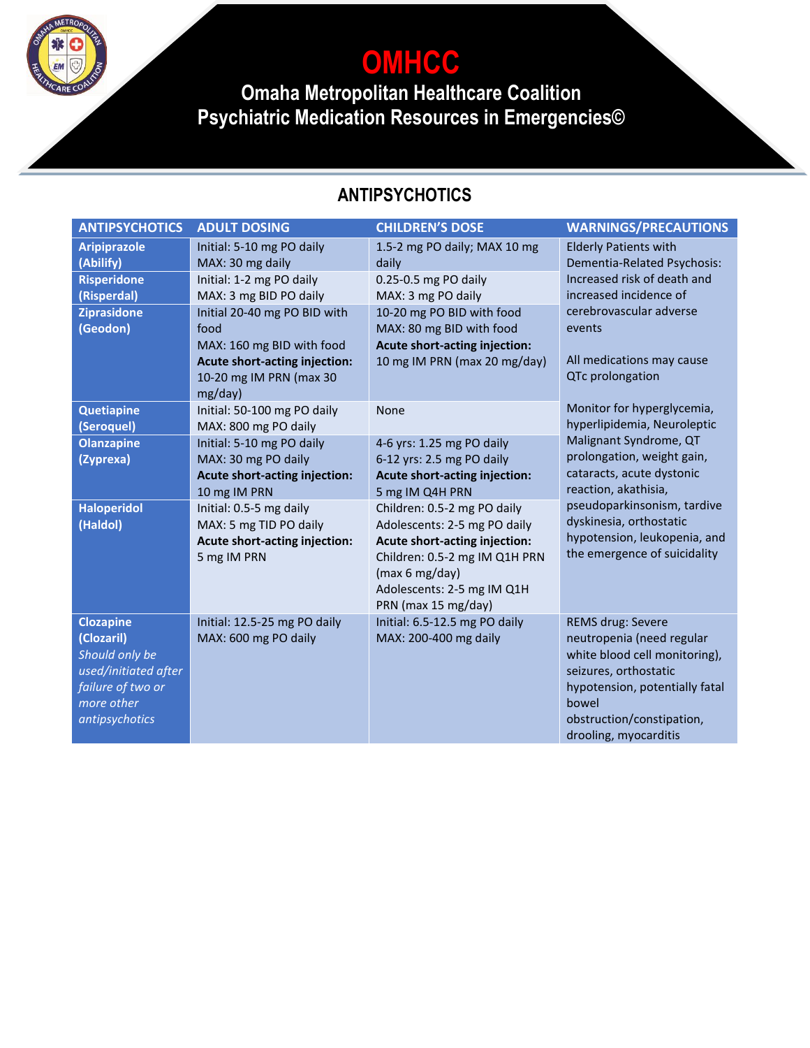# OMHCC

## Omaha Metropolitan Healthcare Coalition
## Psychiatric Medication Resources in Emergencies©

## ANTIPSYCHOTICS

| ANTIPSYCHOTICS | ADULT DOSING | CHILDREN'S DOSE | WARNINGS/PRECAUTIONS |
|---|---|---|---|
| **Aripiprazole (Abilify)** | Initial: 5-10 mg PO daily<br>MAX: 30 mg daily | 1.5-2 mg PO daily; MAX 10 mg daily | Elderly Patients with Dementia-Related Psychosis: Increased risk of death and increased incidence of cerebrovascular adverse events<br><br>All medications may cause QTc prolongation<br><br>Monitor for hyperglycemia, hyperlipidemia, Neuroleptic Malignant Syndrome, QT prolongation, weight gain, cataracts, acute dystonic reaction, akathisia, pseudoparkinsonism, tardive dyskinesia, orthostatic hypotension, leukopenia, and the emergence of suicidality |
| **Risperidone (Risperdal)** | Initial: 1-2 mg PO daily<br>MAX: 3 mg BID PO daily | 0.25-0.5 mg PO daily<br>MAX: 3 mg PO daily | |
| **Ziprasidone (Geodon)** | Initial 20-40 mg PO BID with food<br>MAX: 160 mg BID with food<br>**Acute short-acting injection:**<br>10-20 mg IM PRN (max 30 mg/day) | 10-20 mg PO BID with food<br>MAX: 80 mg BID with food<br>**Acute short-acting injection:**<br>10 mg IM PRN (max 20 mg/day) | |
| **Quetiapine (Seroquel)** | Initial: 50-100 mg PO daily<br>MAX: 800 mg PO daily | None | |
| **Olanzapine (Zyprexa)** | Initial: 5-10 mg PO daily<br>MAX: 30 mg PO daily<br>**Acute short-acting injection:**<br>10 mg IM PRN | 4-6 yrs: 1.25 mg PO daily<br>6-12 yrs: 2.5 mg PO daily<br>**Acute short-acting injection:**<br>5 mg IM Q4H PRN | |
| **Haloperidol (Haldol)** | Initial: 0.5-5 mg daily<br>MAX: 5 mg TID PO daily<br>**Acute short-acting injection:**<br>5 mg IM PRN | Children: 0.5-2 mg PO daily<br>Adolescents: 2-5 mg PO daily<br>**Acute short-acting injection:**<br>Children: 0.5-2 mg IM Q1H PRN (max 6 mg/day)<br>Adolescents: 2-5 mg IM Q1H PRN (max 15 mg/day) | |
| **Clozapine (Clozaril)**<br>*Should only be used/initiated after failure of two or more other antipsychotics* | Initial: 12.5-25 mg PO daily<br>MAX: 600 mg PO daily | Initial: 6.5-12.5 mg PO daily<br>MAX: 200-400 mg daily | REMS drug: Severe neutropenia (need regular white blood cell monitoring), seizures, orthostatic hypotension, potentially fatal bowel obstruction/constipation, drooling, myocarditis |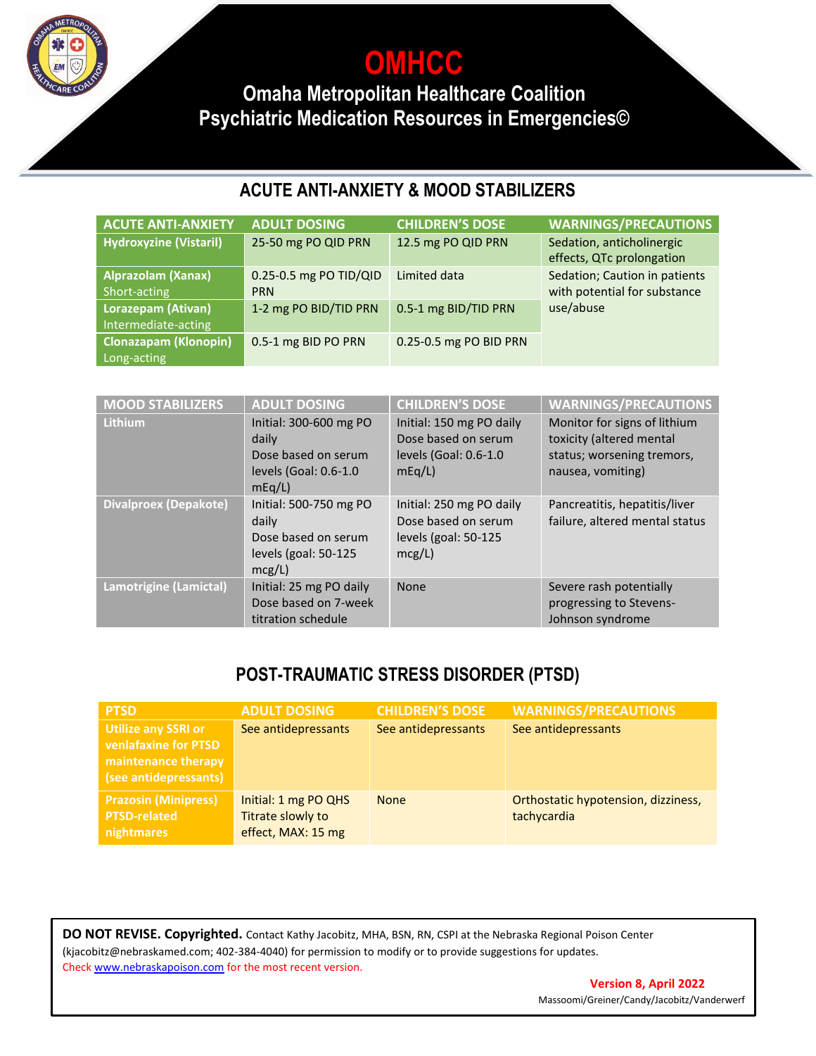# OMHCC

## Omaha Metropolitan Healthcare Coalition
## Psychiatric Medication Resources in Emergencies©

## ACUTE ANTI-ANXIETY & MOOD STABILIZERS

| ACUTE ANTI-ANXIETY | ADULT DOSING | CHILDREN'S DOSE | WARNINGS/PRECAUTIONS |
|---|---|---|---|
| **Hydroxyzine (Vistaril)** | 25-50 mg PO QID PRN | 12.5 mg PO QID PRN | Sedation, anticholinergic effects, QTc prolongation |
| **Alprazolam (Xanax)** Short-acting | 0.25-0.5 mg PO TID/QID PRN | Limited data | Sedation; Caution in patients with potential for substance use/abuse |
| **Lorazepam (Ativan)** Intermediate-acting | 1-2 mg PO BID/TID PRN | 0.5-1 mg BID/TID PRN | |
| **Clonazapam (Klonopin)** Long-acting | 0.5-1 mg BID PO PRN | 0.25-0.5 mg PO BID PRN | |

| MOOD STABILIZERS | ADULT DOSING | CHILDREN'S DOSE | WARNINGS/PRECAUTIONS |
|---|---|---|---|
| **Lithium** | Initial: 300-600 mg PO daily<br>Dose based on serum levels (Goal: 0.6-1.0 mEq/L) | Initial: 150 mg PO daily<br>Dose based on serum levels (Goal: 0.6-1.0 mEq/L) | Monitor for signs of lithium toxicity (altered mental status; worsening tremors, nausea, vomiting) |
| **Divalproex (Depakote)** | Initial: 500-750 mg PO daily<br>Dose based on serum levels (goal: 50-125 mcg/L) | Initial: 250 mg PO daily<br>Dose based on serum levels (goal: 50-125 mcg/L) | Pancreatitis, hepatitis/liver failure, altered mental status |
| **Lamotrigine (Lamictal)** | Initial: 25 mg PO daily<br>Dose based on 7-week titration schedule | None | Severe rash potentially progressing to Stevens-Johnson syndrome |

## POST-TRAUMATIC STRESS DISORDER (PTSD)

| PTSD | ADULT DOSING | CHILDREN'S DOSE | WARNINGS/PRECAUTIONS |
|---|---|---|---|
| **Utilize any SSRI or venlafaxine for PTSD maintenance therapy (see antidepressants)** | See antidepressants | See antidepressants | See antidepressants |
| **Prazosin (Minipress) PTSD-related nightmares** | Initial: 1 mg PO QHS<br>Titrate slowly to effect, MAX: 15 mg | None | Orthostatic hypotension, dizziness, tachycardia |

**DO NOT REVISE. Copyrighted.** Contact Kathy Jacobitz, MHA, BSN, RN, CSPI at the Nebraska Regional Poison Center (kjacobitz@nebraskamed.com; 402-384-4040) for permission to modify or to provide suggestions for updates.
Check www.nebraskapoison.com for the most recent version.

**Version 8, April 2022**
Massoomi/Greiner/Candy/Jacobitz/Vanderwerf